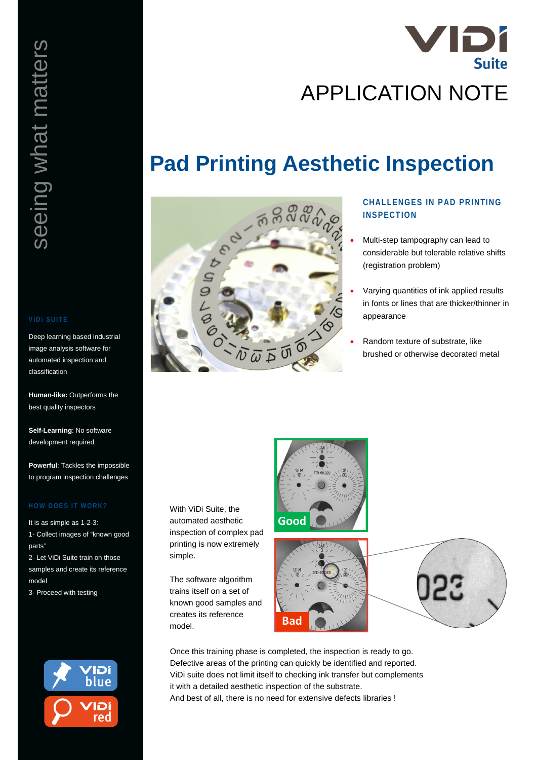seeing what matters

VIDI Suite

# APPLICATION NOTE

## Pad Printing Aesthetic Inspection

### CHALLENGES IN PAD PRINTING INSPECTION

- Multi-step tampography can lead to considerable but tolerable relative shifts (registration problem)
- Varying quantities of ink applied results in fonts or lines that are thicker/thinner in appearance
- Random texture of substrate, like brushed or otherwise decorated metal

With ViDi Suite, the automated aesthetic inspection of complex pad printing is now extremely simple.

The software algorithm trains itself on a set of known good samples and creates its reference model.

Good

Bad

Once this training phase is completed, the inspection is ready to go. Defective areas of the printing can quickly be identified and reported. ViDi suite does not limit itself to checking ink transfer but complements it with a detailed aesthetic inspection of the substrate.
And best of all, there is no need for extensive defects libraries !

### ViDi SUITE

Deep learning based industrial image analysis software for automated inspection and classification

**Human-like:** Outperforms the best quality inspectors

**Self-Learning**: No software development required

**Powerful**: Tackles the impossible to program inspection challenges

### HOW DOES IT WORK?

It is as simple as 1-2-3:

1- Collect images of "known good parts"

2- Let ViDi Suite train on those samples and create its reference model

3- Proceed with testing

ViDi blue

ViDi red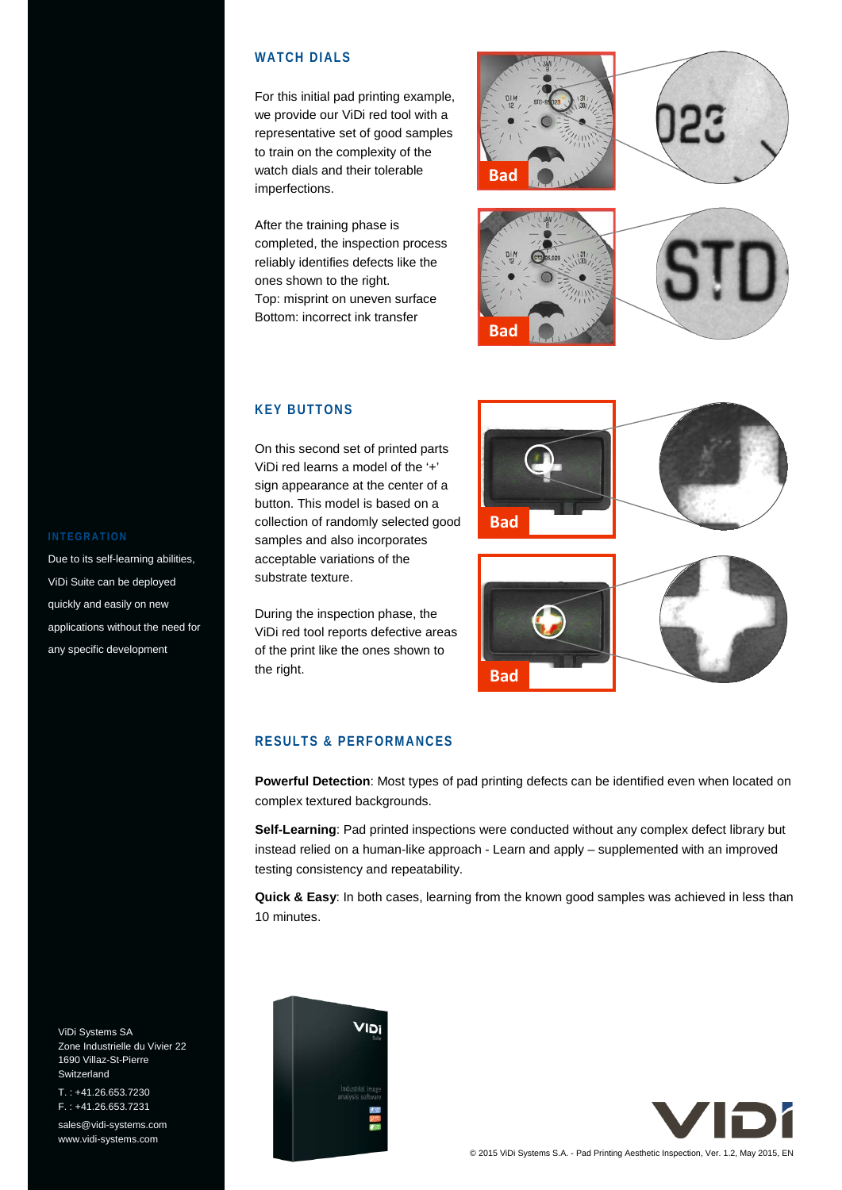## WATCH DIALS

For this initial pad printing example, we provide our ViDi red tool with a representative set of good samples to train on the complexity of the watch dials and their tolerable imperfections.

After the training phase is completed, the inspection process reliably identifies defects like the ones shown to the right.
Top: misprint on uneven surface
Bottom: incorrect ink transfer

Bad

Bad

## KEY BUTTONS

On this second set of printed parts ViDi red learns a model of the '+' sign appearance at the center of a button. This model is based on a collection of randomly selected good samples and also incorporates acceptable variations of the substrate texture.

During the inspection phase, the ViDi red tool reports defective areas of the print like the ones shown to the right.

Bad

Bad

## INTEGRATION

Due to its self-learning abilities, ViDi Suite can be deployed quickly and easily on new applications without the need for any specific development

## RESULTS & PERFORMANCES

**Powerful Detection**: Most types of pad printing defects can be identified even when located on complex textured backgrounds.

**Self-Learning**: Pad printed inspections were conducted without any complex defect library but instead relied on a human-like approach - Learn and apply – supplemented with an improved testing consistency and repeatability.

**Quick & Easy**: In both cases, learning from the known good samples was achieved in less than 10 minutes.

ViDi Systems SA
Zone Industrielle du Vivier 22
1690 Villaz-St-Pierre
Switzerland

T. : +41.26.653.7230
F. : +41.26.653.7231

sales@vidi-systems.com
www.vidi-systems.com

© 2015 ViDi Systems S.A. - Pad Printing Aesthetic Inspection, Ver. 1.2, May 2015, EN